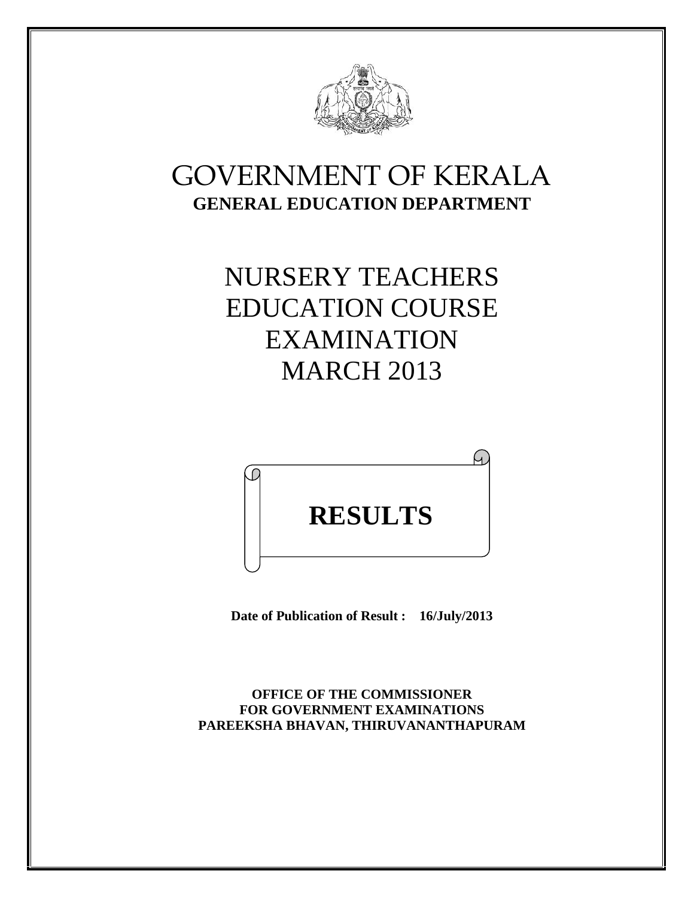# GOVERNMENT OF KERALA

**GENERAL EDUCATION DEPARTMENT**

# NURSERY TEACHERS EDUCATION COURSE EXAMINATION MARCH 2013

# RESULTS

**Date of Publication of Result : 16/July/2013**

**OFFICE OF THE COMMISSIONER**
**FOR GOVERNMENT EXAMINATIONS**
**PAREEKSHA BHAVAN, THIRUVANANTHAPURAM**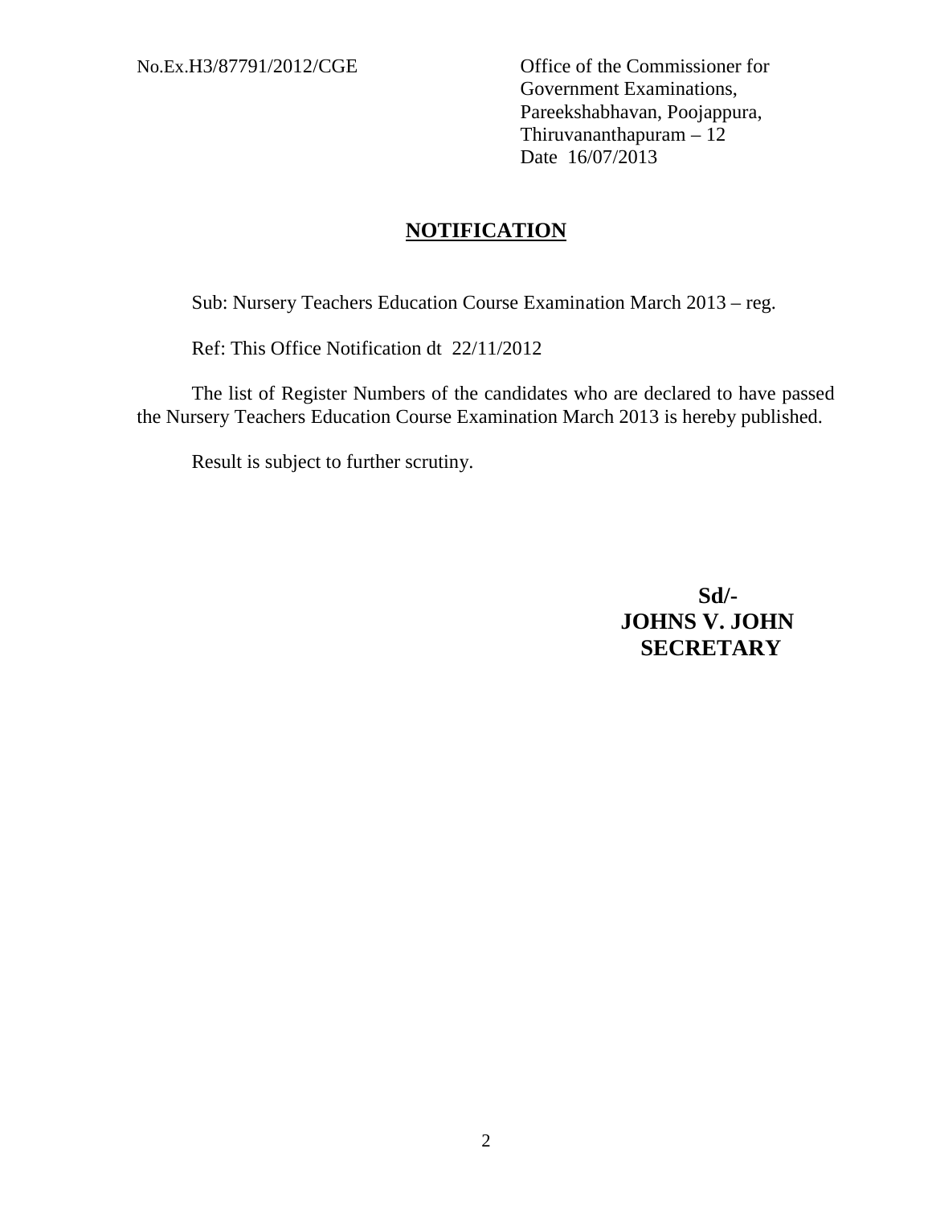No.Ex.H3/87791/2012/CGE

Office of the Commissioner for
Government Examinations,
Pareekshabhavan, Poojappura,
Thiruvananthapuram – 12
Date 16/07/2013

## NOTIFICATION

Sub: Nursery Teachers Education Course Examination March 2013 – reg.

Ref: This Office Notification dt 22/11/2012

The list of Register Numbers of the candidates who are declared to have passed the Nursery Teachers Education Course Examination March 2013 is hereby published.

Result is subject to further scrutiny.

**Sd/-**
**JOHNS V. JOHN**
**SECRETARY**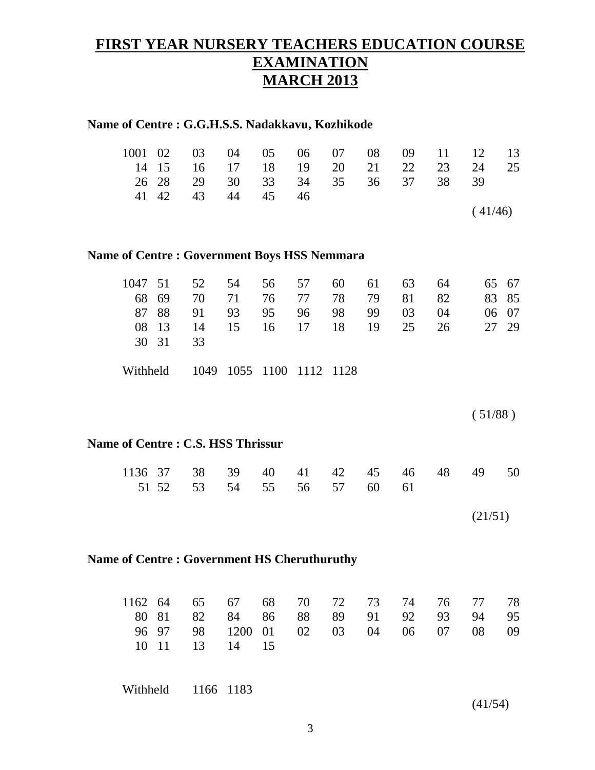# FIRST YEAR NURSERY TEACHERS EDUCATION COURSE EXAMINATION MARCH 2013

**Name of Centre : G.G.H.S.S. Nadakkavu, Kozhikode**

| | | | | | | | | | | | |
|---|---|---|---|---|---|---|---|---|---|---|---|
| 1001 | 02 | 03 | 04 | 05 | 06 | 07 | 08 | 09 | 11 | 12 | 13 |
| 14 | 15 | 16 | 17 | 18 | 19 | 20 | 21 | 22 | 23 | 24 | 25 |
| 26 | 28 | 29 | 30 | 33 | 34 | 35 | 36 | 37 | 38 | 39 | |
| 41 | 42 | 43 | 44 | 45 | 46 | | | | | | |

( 41/46)

**Name of Centre : Government Boys HSS Nemmara**

| | | | | | | | | | | | |
|---|---|---|---|---|---|---|---|---|---|---|---|
| 1047 | 51 | 52 | 54 | 56 | 57 | 60 | 61 | 63 | 64 | 65 | 67 |
| 68 | 69 | 70 | 71 | 76 | 77 | 78 | 79 | 81 | 82 | 83 | 85 |
| 87 | 88 | 91 | 93 | 95 | 96 | 98 | 99 | 03 | 04 | 06 | 07 |
| 08 | 13 | 14 | 15 | 16 | 17 | 18 | 19 | 25 | 26 | 27 | 29 |
| 30 | 31 | 33 | | | | | | | | | |

Withheld 1049 1055 1100 1112 1128

( 51/88 )

**Name of Centre : C.S. HSS Thrissur**

| | | | | | | | | | | | |
|---|---|---|---|---|---|---|---|---|---|---|---|
| 1136 | 37 | 38 | 39 | 40 | 41 | 42 | 45 | 46 | 48 | 49 | 50 |
| 51 | 52 | 53 | 54 | 55 | 56 | 57 | 60 | 61 | | | |

(21/51)

**Name of Centre : Government HS Cheruthuruthy**

| | | | | | | | | | | | |
|---|---|---|---|---|---|---|---|---|---|---|---|
| 1162 | 64 | 65 | 67 | 68 | 70 | 72 | 73 | 74 | 76 | 77 | 78 |
| 80 | 81 | 82 | 84 | 86 | 88 | 89 | 91 | 92 | 93 | 94 | 95 |
| 96 | 97 | 98 | 1200 | 01 | 02 | 03 | 04 | 06 | 07 | 08 | 09 |
| 10 | 11 | 13 | 14 | 15 | | | | | | | |

Withheld 1166 1183

(41/54)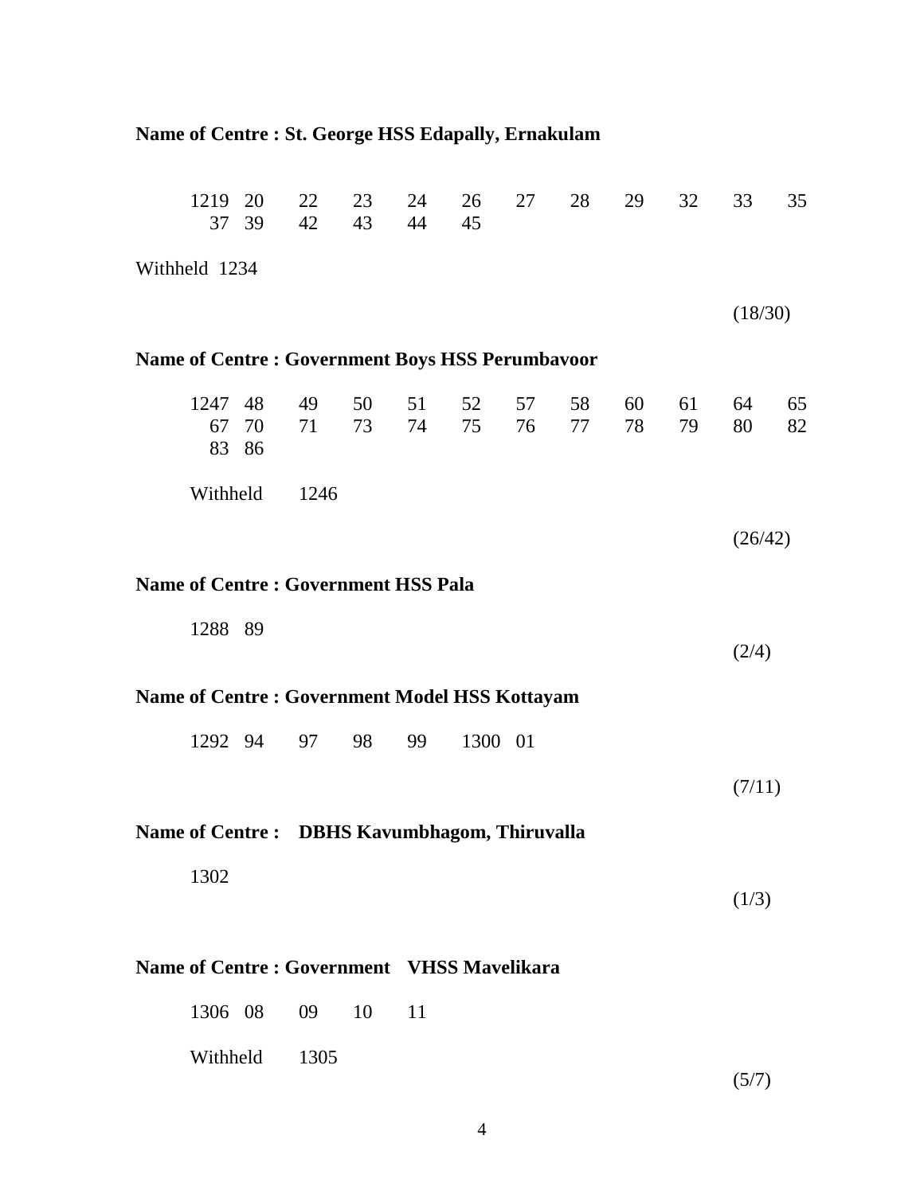**Name of Centre : St. George HSS Edapally, Ernakulam**

| | | | | | | | | | | | |
|---|---|---|---|---|---|---|---|---|---|---|---|
| 1219 | 20 | 22 | 23 | 24 | 26 | 27 | 28 | 29 | 32 | 33 | 35 |
| 37 | 39 | 42 | 43 | 44 | 45 | | | | | | |

Withheld 1234

(18/30)

**Name of Centre : Government Boys HSS Perumbavoor**

| | | | | | | | | | | | |
|---|---|---|---|---|---|---|---|---|---|---|---|
| 1247 | 48 | 49 | 50 | 51 | 52 | 57 | 58 | 60 | 61 | 64 | 65 |
| 67 | 70 | 71 | 73 | 74 | 75 | 76 | 77 | 78 | 79 | 80 | 82 |
| 83 | 86 | | | | | | | | | | |

Withheld 1246

(26/42)

**Name of Centre : Government HSS Pala**

1288 89

(2/4)

**Name of Centre : Government Model HSS Kottayam**

1292 94 97 98 99 1300 01

(7/11)

**Name of Centre : DBHS Kavumbhagom, Thiruvalla**

1302

(1/3)

**Name of Centre : Government VHSS Mavelikara**

1306 08 09 10 11

Withheld 1305

(5/7)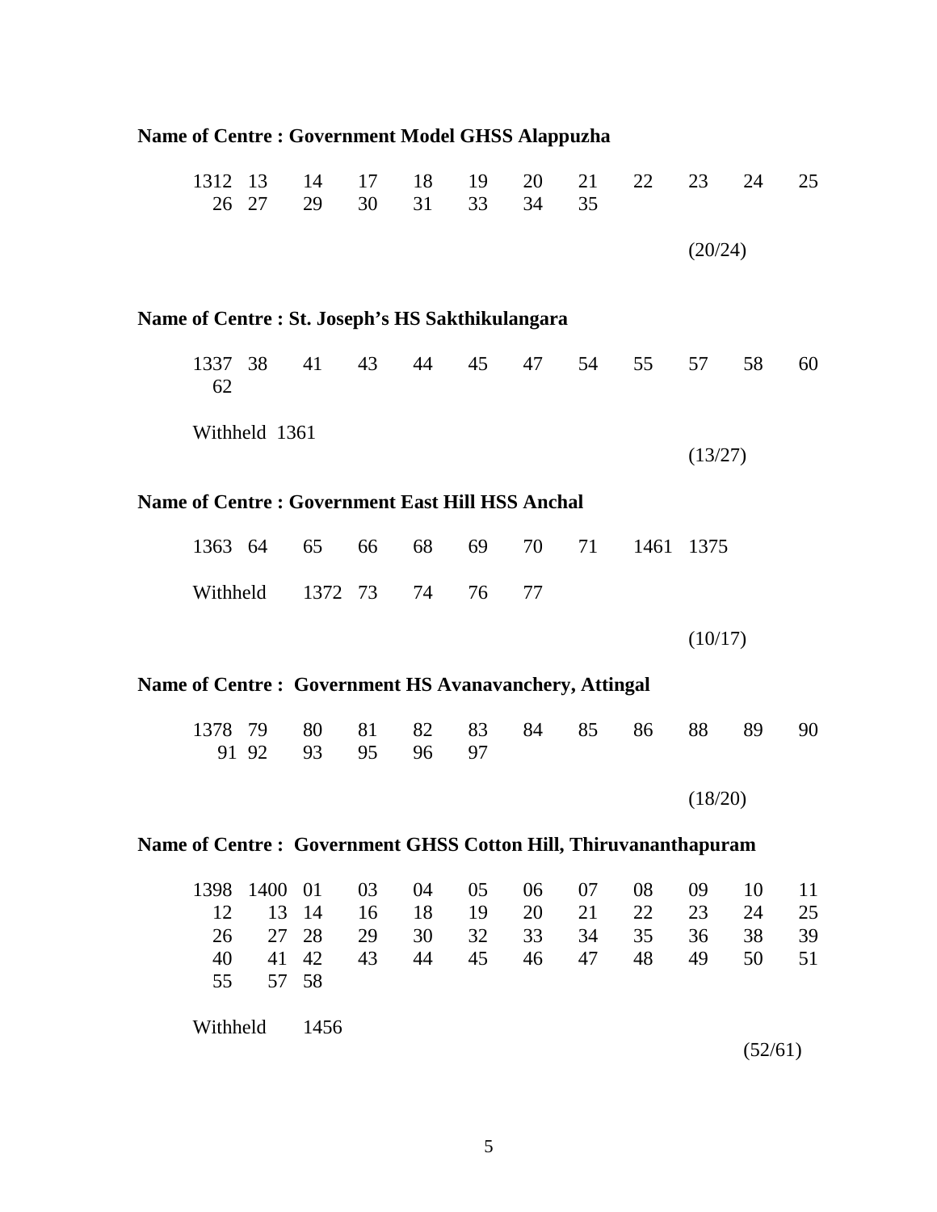**Name of Centre : Government Model GHSS Alappuzha**

| | | | | | | | | | | | |
|---|---|---|---|---|---|---|---|---|---|---|---|
| 1312 | 13 | 14 | 17 | 18 | 19 | 20 | 21 | 22 | 23 | 24 | 25 |
| 26 | 27 | 29 | 30 | 31 | 33 | 34 | 35 | | | | |

(20/24)

**Name of Centre : St. Joseph's HS Sakthikulangara**

| | | | | | | | | | | | |
|---|---|---|---|---|---|---|---|---|---|---|---|
| 1337 | 38 | 41 | 43 | 44 | 45 | 47 | 54 | 55 | 57 | 58 | 60 |
| 62 | | | | | | | | | | | |

Withheld 1361

(13/27)

**Name of Centre : Government East Hill HSS Anchal**

1363 64 65 66 68 69 70 71 1461 1375

Withheld 1372 73 74 76 77

(10/17)

**Name of Centre : Government HS Avanavanchery, Attingal**

| | | | | | | | | | | | |
|---|---|---|---|---|---|---|---|---|---|---|---|
| 1378 | 79 | 80 | 81 | 82 | 83 | 84 | 85 | 86 | 88 | 89 | 90 |
| 91 | 92 | 93 | 95 | 96 | 97 | | | | | | |

(18/20)

**Name of Centre : Government GHSS Cotton Hill, Thiruvananthapuram**

| | | | | | | | | | | | |
|---|---|---|---|---|---|---|---|---|---|---|---|
| 1398 | 1400 | 01 | 03 | 04 | 05 | 06 | 07 | 08 | 09 | 10 | 11 |
| 12 | 13 | 14 | 16 | 18 | 19 | 20 | 21 | 22 | 23 | 24 | 25 |
| 26 | 27 | 28 | 29 | 30 | 32 | 33 | 34 | 35 | 36 | 38 | 39 |
| 40 | 41 | 42 | 43 | 44 | 45 | 46 | 47 | 48 | 49 | 50 | 51 |
| 55 | 57 | 58 | | | | | | | | | |

Withheld 1456

(52/61)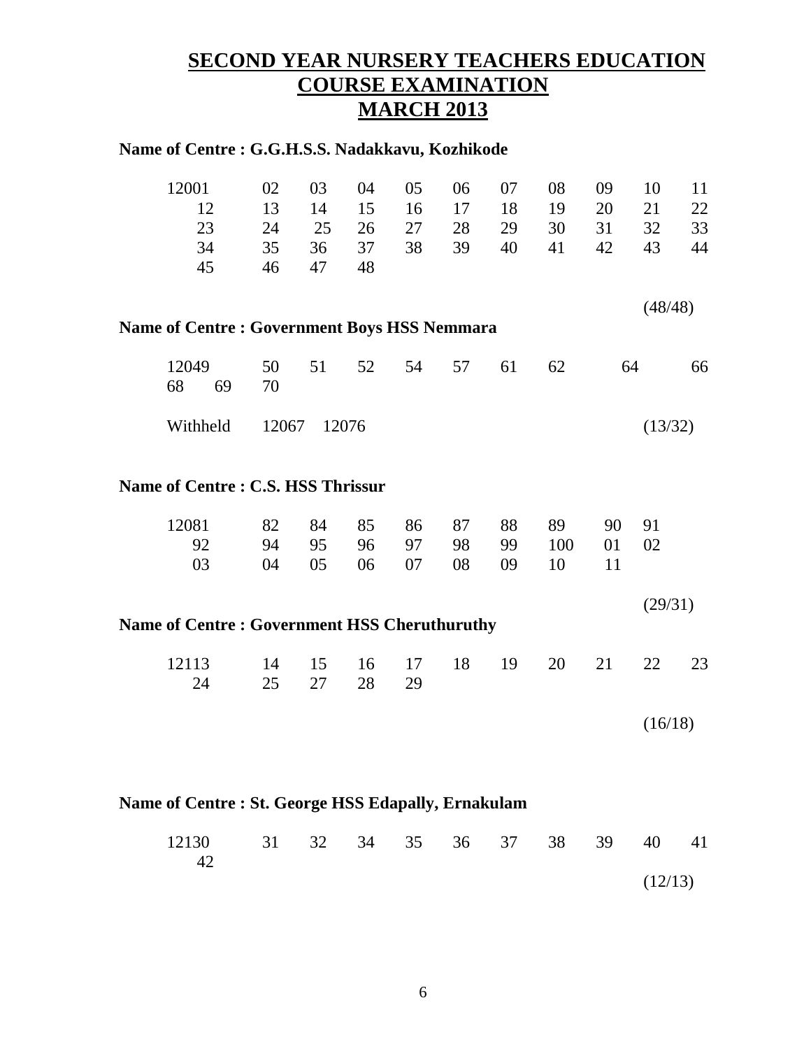# SECOND YEAR NURSERY TEACHERS EDUCATION COURSE EXAMINATION MARCH 2013

**Name of Centre : G.G.H.S.S. Nadakkavu, Kozhikode**

| | | | | | | | | | | |
|---|---|---|---|---|---|---|---|---|---|---|
| 12001 | 02 | 03 | 04 | 05 | 06 | 07 | 08 | 09 | 10 | 11 |
| 12 | 13 | 14 | 15 | 16 | 17 | 18 | 19 | 20 | 21 | 22 |
| 23 | 24 | 25 | 26 | 27 | 28 | 29 | 30 | 31 | 32 | 33 |
| 34 | 35 | 36 | 37 | 38 | 39 | 40 | 41 | 42 | 43 | 44 |
| 45 | 46 | 47 | 48 | | | | | | | |

(48/48)

**Name of Centre : Government Boys HSS Nemmara**

12049 50 51 52 54 57 61 62 64 66
68 69 70

Withheld 12067 12076

(13/32)

**Name of Centre : C.S. HSS Thrissur**

| | | | | | | | | | |
|---|---|---|---|---|---|---|---|---|---|
| 12081 | 82 | 84 | 85 | 86 | 87 | 88 | 89 | 90 | 91 |
| 92 | 94 | 95 | 96 | 97 | 98 | 99 | 100 | 01 | 02 |
| 03 | 04 | 05 | 06 | 07 | 08 | 09 | 10 | 11 | |

(29/31)

**Name of Centre : Government HSS Cheruthuruthy**

| | | | | | | | | | | |
|---|---|---|---|---|---|---|---|---|---|---|
| 12113 | 14 | 15 | 16 | 17 | 18 | 19 | 20 | 21 | 22 | 23 |
| 24 | 25 | 27 | 28 | 29 | | | | | | |

(16/18)

**Name of Centre : St. George HSS Edapally, Ernakulam**

| | | | | | | | | | | |
|---|---|---|---|---|---|---|---|---|---|---|
| 12130 | 31 | 32 | 34 | 35 | 36 | 37 | 38 | 39 | 40 | 41 |
| 42 | | | | | | | | | | |

(12/13)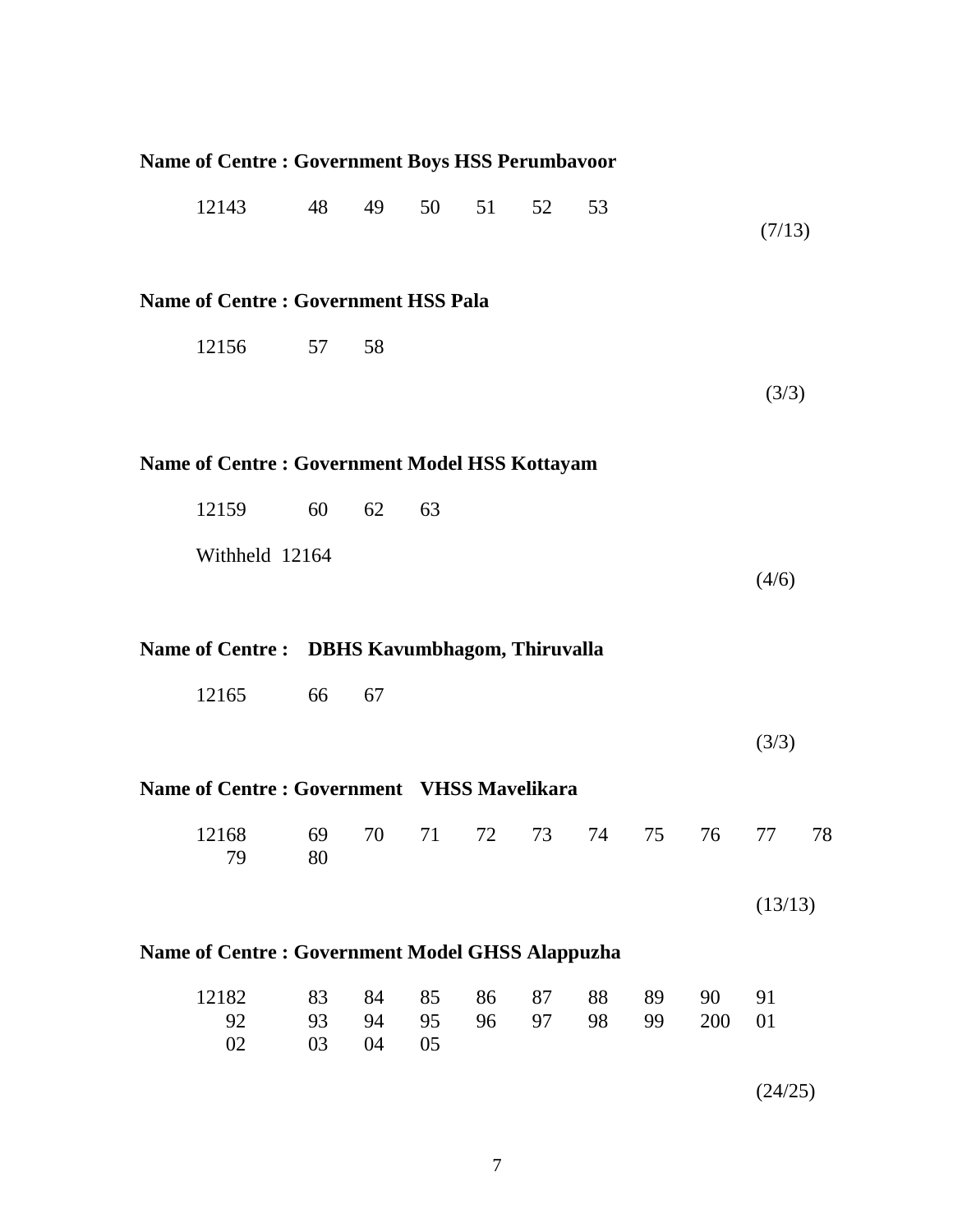**Name of Centre : Government Boys HSS Perumbavoor**

12143 48 49 50 51 52 53

(7/13)

**Name of Centre : Government HSS Pala**

12156 57 58

(3/3)

**Name of Centre : Government Model HSS Kottayam**

12159 60 62 63

Withheld 12164

(4/6)

**Name of Centre : DBHS Kavumbhagom, Thiruvalla**

12165 66 67

(3/3)

**Name of Centre : Government VHSS Mavelikara**

12168 69 70 71 72 73 74 75 76 77 78
79 80

(13/13)

**Name of Centre : Government Model GHSS Alappuzha**

12182 83 84 85 86 87 88 89 90 91
92 93 94 95 96 97 98 99 200 01
02 03 04 05

(24/25)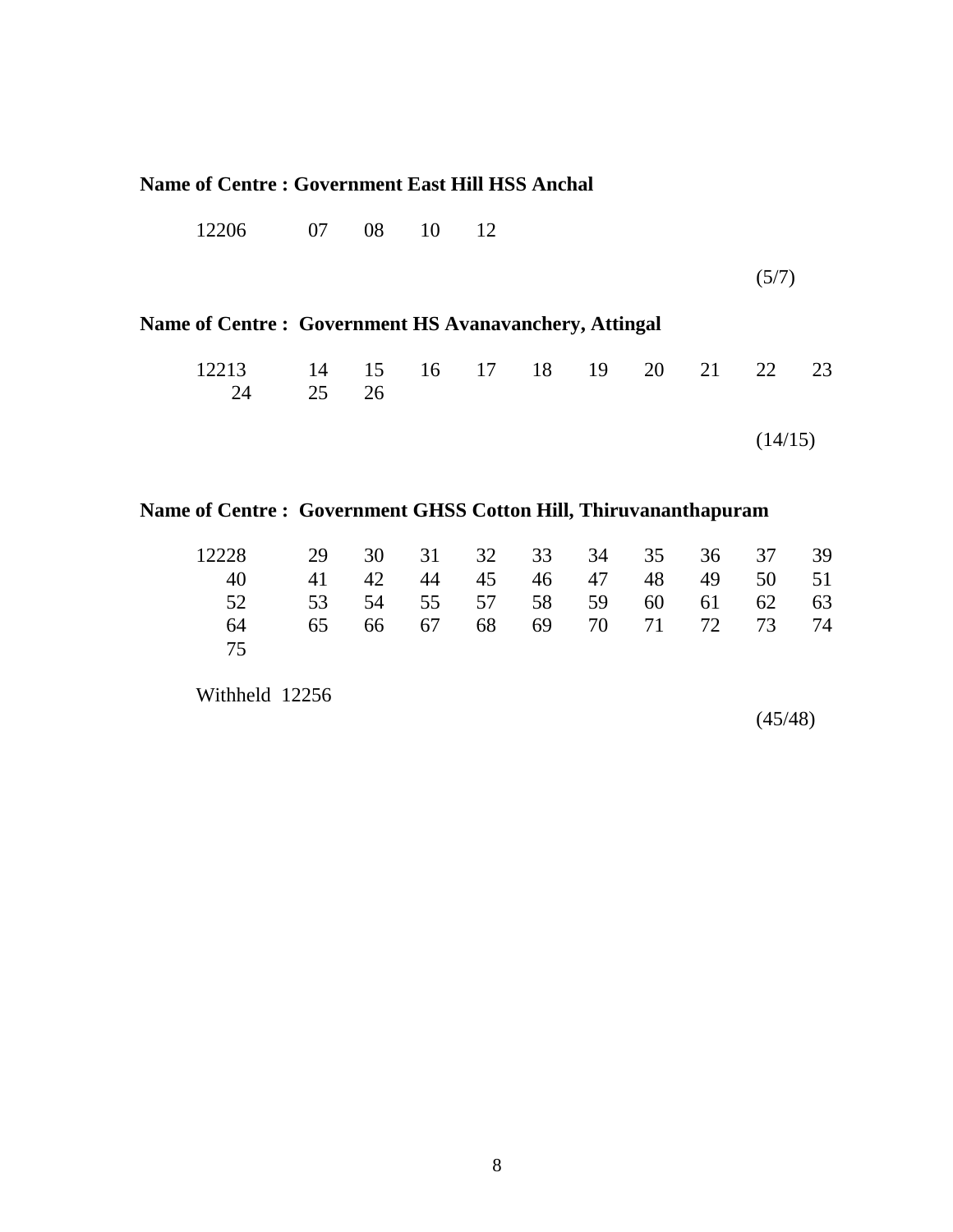**Name of Centre : Government East Hill HSS Anchal**

| | | | | |
|---|---|---|---|---|
| 12206 | 07 | 08 | 10 | 12 |

(5/7)

**Name of Centre : Government HS Avanavanchery, Attingal**

| | | | | | | | | | |
|---|---|---|---|---|---|---|---|---|---|
| 12213 | 14 | 15 | 16 | 17 | 18 | 19 | 20 | 21 | 22 | 23 |
| 24 | 25 | 26 | | | | | | | | |

(14/15)

**Name of Centre : Government GHSS Cotton Hill, Thiruvananthapuram**

| | | | | | | | | | | |
|---|---|---|---|---|---|---|---|---|---|---|
| 12228 | 29 | 30 | 31 | 32 | 33 | 34 | 35 | 36 | 37 | 39 |
| 40 | 41 | 42 | 44 | 45 | 46 | 47 | 48 | 49 | 50 | 51 |
| 52 | 53 | 54 | 55 | 57 | 58 | 59 | 60 | 61 | 62 | 63 |
| 64 | 65 | 66 | 67 | 68 | 69 | 70 | 71 | 72 | 73 | 74 |
| 75 | | | | | | | | | | |

Withheld 12256

(45/48)